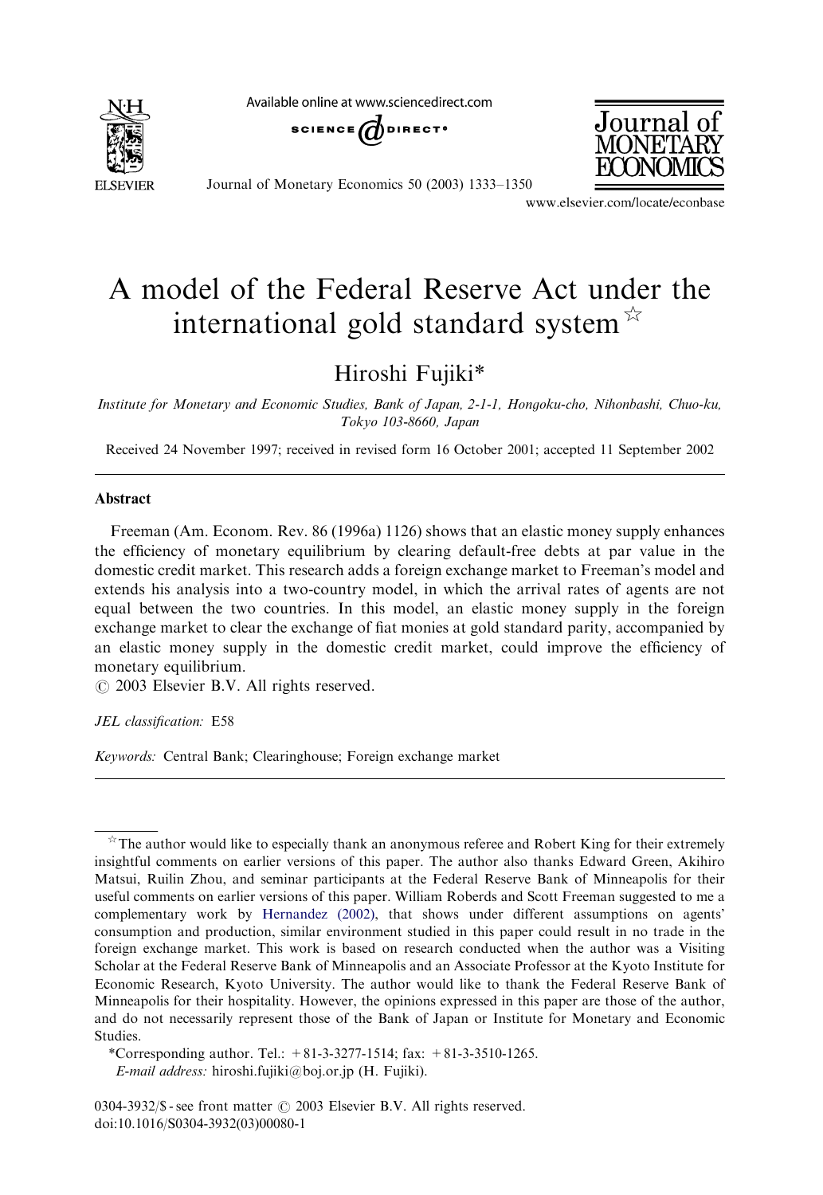# A model of the Federal Reserve Act under the international gold standard system ☆

Hiroshi Fujiki*

*Institute for Monetary and Economic Studies, Bank of Japan, 2-1-1, Hongoku-cho, Nihonbashi, Chuo-ku, Tokyo 103-8660, Japan*

Received 24 November 1997; received in revised form 16 October 2001; accepted 11 September 2002

## Abstract

Freeman (Am. Econom. Rev. 86 (1996a) 1126) shows that an elastic money supply enhances the efficiency of monetary equilibrium by clearing default-free debts at par value in the domestic credit market. This research adds a foreign exchange market to Freeman's model and extends his analysis into a two-country model, in which the arrival rates of agents are not equal between the two countries. In this model, an elastic money supply in the foreign exchange market to clear the exchange of fiat monies at gold standard parity, accompanied by an elastic money supply in the domestic credit market, could improve the efficiency of monetary equilibrium.

© 2003 Elsevier B.V. All rights reserved.

*JEL classification:* E58

*Keywords:* Central Bank; Clearinghouse; Foreign exchange market

---

☆The author would like to especially thank an anonymous referee and Robert King for their extremely insightful comments on earlier versions of this paper. The author also thanks Edward Green, Akihiro Matsui, Ruilin Zhou, and seminar participants at the Federal Reserve Bank of Minneapolis for their useful comments on earlier versions of this paper. William Roberds and Scott Freeman suggested to me a complementary work by Hernandez (2002), that shows under different assumptions on agents' consumption and production, similar environment studied in this paper could result in no trade in the foreign exchange market. This work is based on research conducted when the author was a Visiting Scholar at the Federal Reserve Bank of Minneapolis and an Associate Professor at the Kyoto Institute for Economic Research, Kyoto University. The author would like to thank the Federal Reserve Bank of Minneapolis for their hospitality. However, the opinions expressed in this paper are those of the author, and do not necessarily represent those of the Bank of Japan or Institute for Monetary and Economic Studies.

*Corresponding author. Tel.: +81-3-3277-1514; fax: +81-3-3510-1265.

*E-mail address:* hiroshi.fujiki@boj.or.jp (H. Fujiki).

0304-3932/$ - see front matter © 2003 Elsevier B.V. All rights reserved.
doi:10.1016/S0304-3932(03)00080-1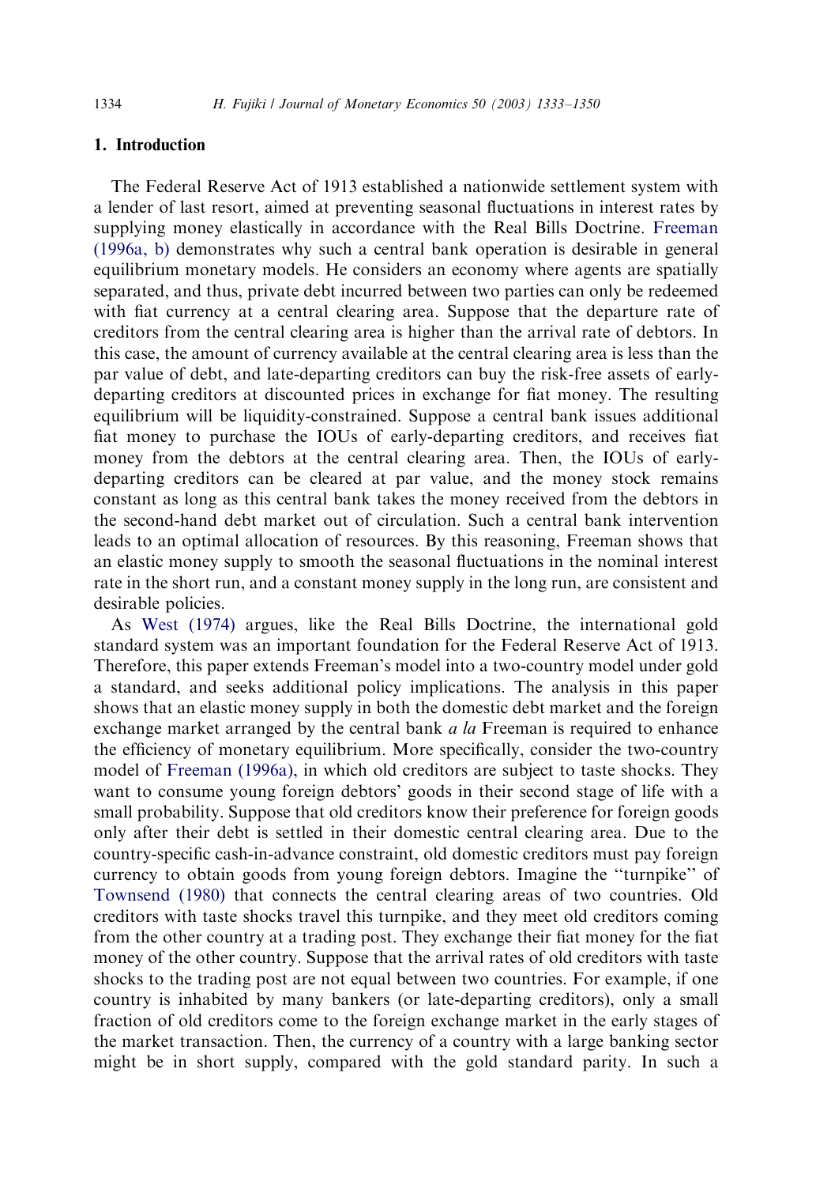## 1. Introduction

The Federal Reserve Act of 1913 established a nationwide settlement system with a lender of last resort, aimed at preventing seasonal fluctuations in interest rates by supplying money elastically in accordance with the Real Bills Doctrine. Freeman (1996a, b) demonstrates why such a central bank operation is desirable in general equilibrium monetary models. He considers an economy where agents are spatially separated, and thus, private debt incurred between two parties can only be redeemed with fiat currency at a central clearing area. Suppose that the departure rate of creditors from the central clearing area is higher than the arrival rate of debtors. In this case, the amount of currency available at the central clearing area is less than the par value of debt, and late-departing creditors can buy the risk-free assets of early-departing creditors at discounted prices in exchange for fiat money. The resulting equilibrium will be liquidity-constrained. Suppose a central bank issues additional fiat money to purchase the IOUs of early-departing creditors, and receives fiat money from the debtors at the central clearing area. Then, the IOUs of early-departing creditors can be cleared at par value, and the money stock remains constant as long as this central bank takes the money received from the debtors in the second-hand debt market out of circulation. Such a central bank intervention leads to an optimal allocation of resources. By this reasoning, Freeman shows that an elastic money supply to smooth the seasonal fluctuations in the nominal interest rate in the short run, and a constant money supply in the long run, are consistent and desirable policies.

As West (1974) argues, like the Real Bills Doctrine, the international gold standard system was an important foundation for the Federal Reserve Act of 1913. Therefore, this paper extends Freeman's model into a two-country model under gold a standard, and seeks additional policy implications. The analysis in this paper shows that an elastic money supply in both the domestic debt market and the foreign exchange market arranged by the central bank *a la* Freeman is required to enhance the efficiency of monetary equilibrium. More specifically, consider the two-country model of Freeman (1996a), in which old creditors are subject to taste shocks. They want to consume young foreign debtors' goods in their second stage of life with a small probability. Suppose that old creditors know their preference for foreign goods only after their debt is settled in their domestic central clearing area. Due to the country-specific cash-in-advance constraint, old domestic creditors must pay foreign currency to obtain goods from young foreign debtors. Imagine the "turnpike" of Townsend (1980) that connects the central clearing areas of two countries. Old creditors with taste shocks travel this turnpike, and they meet old creditors coming from the other country at a trading post. They exchange their fiat money for the fiat money of the other country. Suppose that the arrival rates of old creditors with taste shocks to the trading post are not equal between two countries. For example, if one country is inhabited by many bankers (or late-departing creditors), only a small fraction of old creditors come to the foreign exchange market in the early stages of the market transaction. Then, the currency of a country with a large banking sector might be in short supply, compared with the gold standard parity. In such a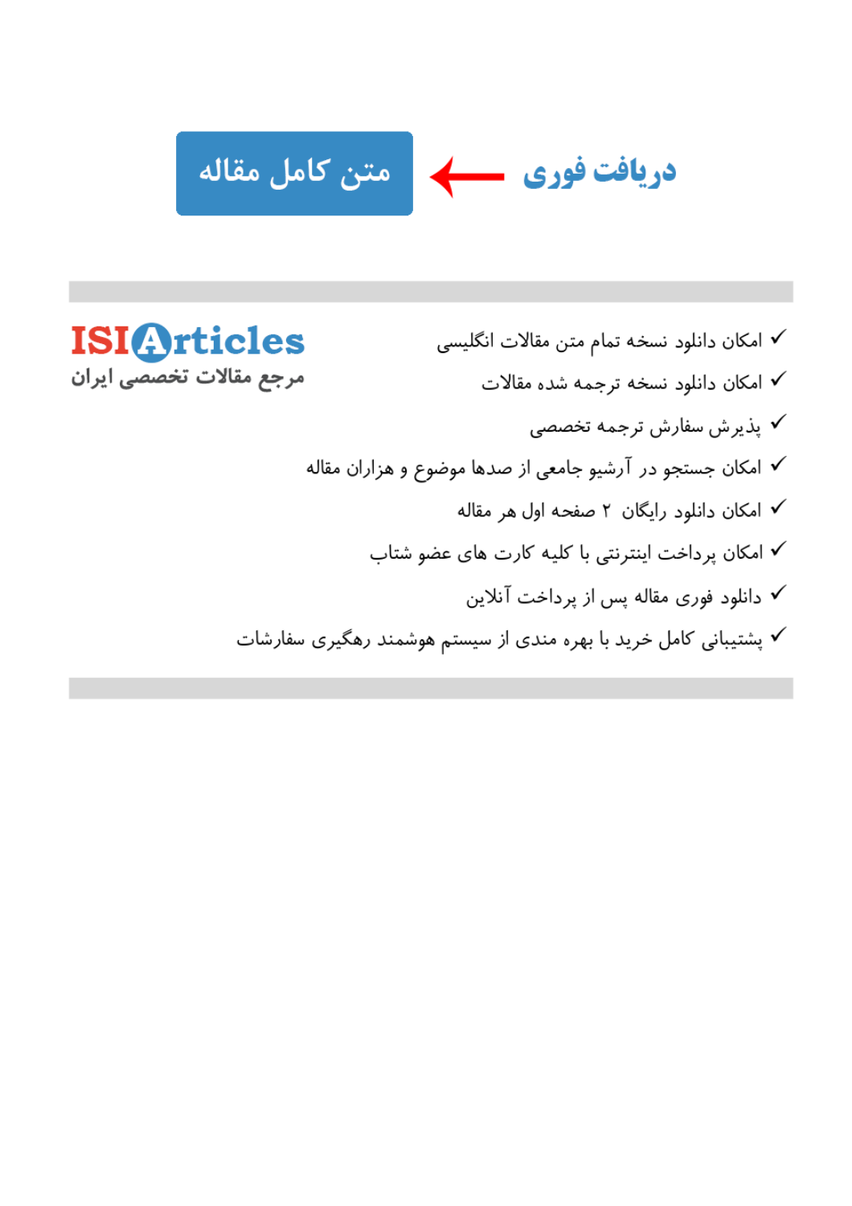دریافت فوری ← متن کامل مقاله

**ISIArticles**
مرجع مقالات تخصصی ایران

- ✓ امکان دانلود نسخه تمام متن مقالات انگلیسی
- ✓ امکان دانلود نسخه ترجمه شده مقالات
- ✓ پذیرش سفارش ترجمه تخصصی
- ✓ امکان جستجو در آرشیو جامعی از صدها موضوع و هزاران مقاله
- ✓ امکان دانلود رایگان ۲ صفحه اول هر مقاله
- ✓ امکان پرداخت اینترنتی با کلیه کارت های عضو شتاب
- ✓ دانلود فوری مقاله پس از پرداخت آنلاین
- ✓ پشتیبانی کامل خرید با بهره مندی از سیستم هوشمند رهگیری سفارشات